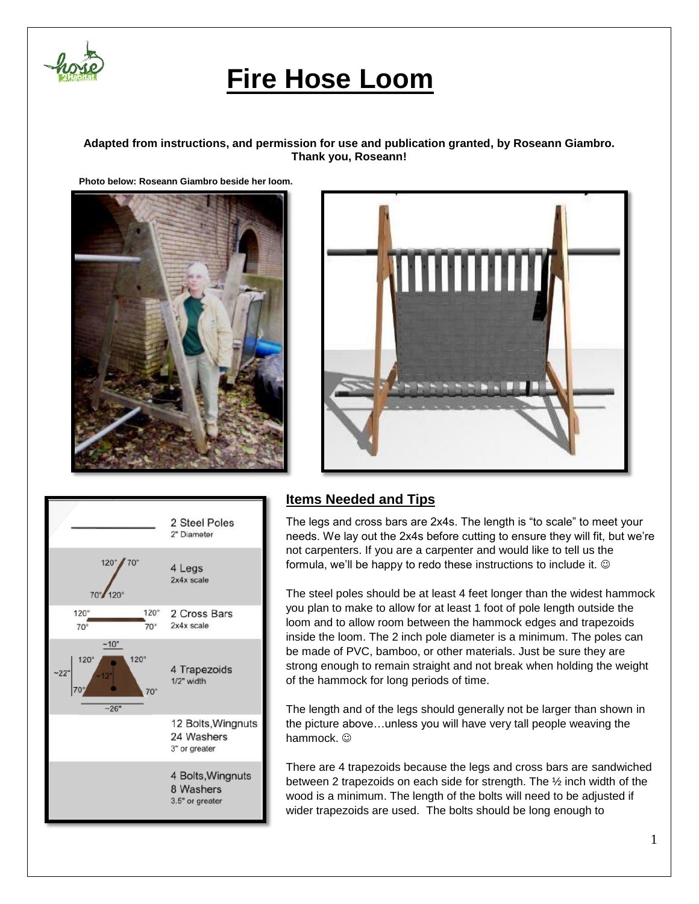# Fire Hose Loom

**Adapted from instructions, and permission for use and publication granted, by Roseann Giambro. Thank you, Roseann!**

**Photo below: Roseann Giambro beside her loom.**

| | |
|---|---|
| | 2 Steel Poles<br>2" Diameter |
| 120° 70° / 70° 120° | 4 Legs<br>2x4x scale |
| 120° 120° / 70° 70° | 2 Cross Bars<br>2x4x scale |
| ~10" / 120° 120° / ~22" ~12" / 70° 70° / ~26" | 4 Trapezoids<br>1/2" width |
| | 12 Bolts,Wingnuts<br>24 Washers<br>3" or greater |
| | 4 Bolts,Wingnuts<br>8 Washers<br>3.5" or greater |

## Items Needed and Tips

The legs and cross bars are 2x4s. The length is "to scale" to meet your needs. We lay out the 2x4s before cutting to ensure they will fit, but we're not carpenters. If you are a carpenter and would like to tell us the formula, we'll be happy to redo these instructions to include it. ☺

The steel poles should be at least 4 feet longer than the widest hammock you plan to make to allow for at least 1 foot of pole length outside the loom and to allow room between the hammock edges and trapezoids inside the loom. The 2 inch pole diameter is a minimum. The poles can be made of PVC, bamboo, or other materials. Just be sure they are strong enough to remain straight and not break when holding the weight of the hammock for long periods of time.

The length and of the legs should generally not be larger than shown in the picture above…unless you will have very tall people weaving the hammock. ☺

There are 4 trapezoids because the legs and cross bars are sandwiched between 2 trapezoids on each side for strength. The ½ inch width of the wood is a minimum. The length of the bolts will need to be adjusted if wider trapezoids are used. The bolts should be long enough to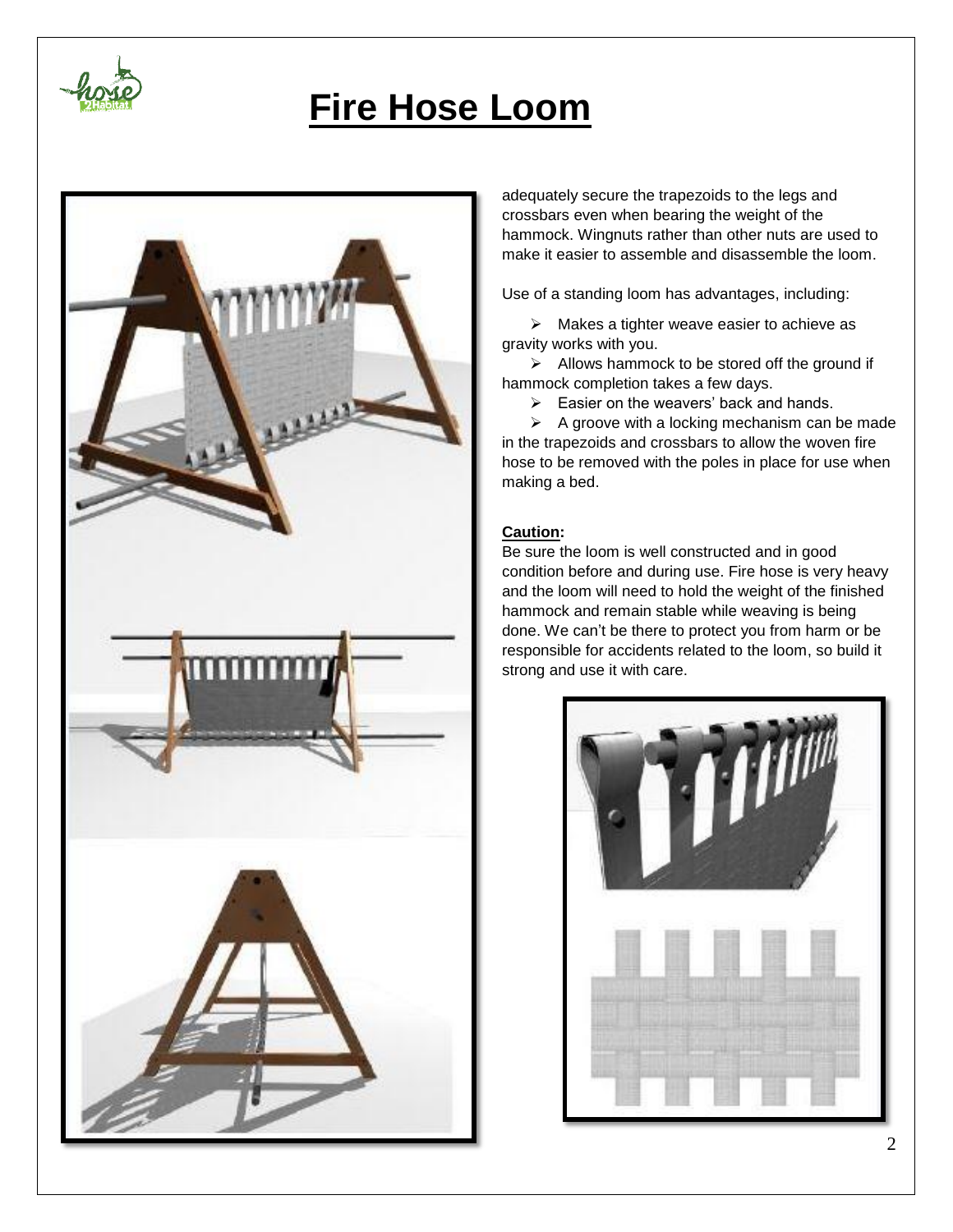# Fire Hose Loom

adequately secure the trapezoids to the legs and crossbars even when bearing the weight of the hammock. Wingnuts rather than other nuts are used to make it easier to assemble and disassemble the loom.

Use of a standing loom has advantages, including:

- Makes a tighter weave easier to achieve as gravity works with you.
- Allows hammock to be stored off the ground if hammock completion takes a few days.
- Easier on the weavers' back and hands.
- A groove with a locking mechanism can be made in the trapezoids and crossbars to allow the woven fire hose to be removed with the poles in place for use when making a bed.

**Caution:**

Be sure the loom is well constructed and in good condition before and during use. Fire hose is very heavy and the loom will need to hold the weight of the finished hammock and remain stable while weaving is being done. We can't be there to protect you from harm or be responsible for accidents related to the loom, so build it strong and use it with care.